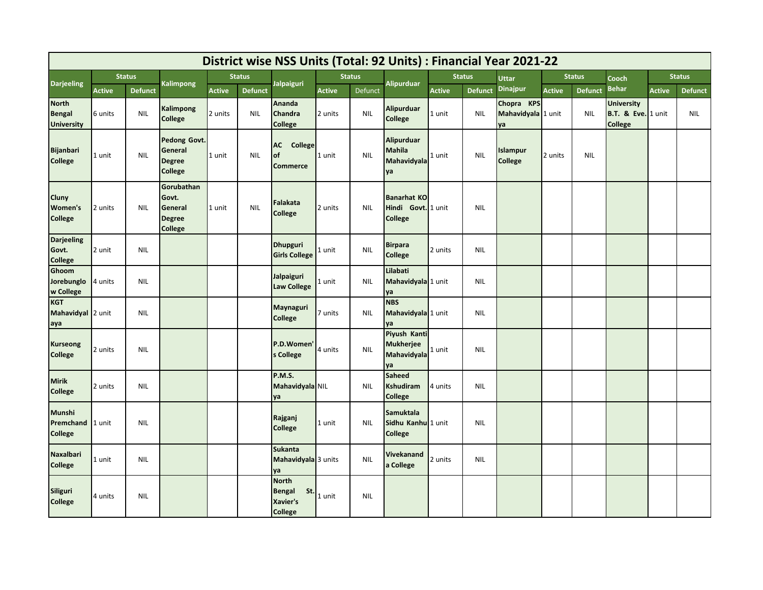# District wise NSS Units (Total: 92 Units) : Financial Year 2021-22

| Darjeeling | Status | | Kalimpong | Status | | Jalpaiguri | Status | | Alipurduar | Status | | Uttar Dinajpur | Status | | Cooch Behar | Status | |
|---|---|---|---|---|---|---|---|---|---|---|---|---|---|---|---|---|---|
| | Active | Defunct | | Active | Defunct | | Active | Defunct | | Active | Defunct | | Active | Defunct | | Active | Defunct |
| North Bengal University | 6 units | NIL | Kalimpong College | 2 units | NIL | Ananda Chandra College | 2 units | NIL | Alipurduar College | 1 unit | NIL | Chopra KPS Mahavidyalaya | 1 unit | NIL | University B.T. & Eve. College | 1 unit | NIL |
| Bijanbari College | 1 unit | NIL | Pedong Govt. General Degree College | 1 unit | NIL | AC College of Commerce | 1 unit | NIL | Alipurduar Mahila Mahavidyalaya | 1 unit | NIL | Islampur College | 2 units | NIL | | | |
| Cluny Women's College | 2 units | NIL | Gorubathan Govt. General Degree College | 1 unit | NIL | Falakata College | 2 units | NIL | Banarhat KO Hindi Govt. College | 1 unit | NIL | | | | | | |
| Darjeeling Govt. College | 2 unit | NIL | | | | Dhupguri Girls College | 1 unit | NIL | Birpara College | 2 units | NIL | | | | | | |
| Ghoom Jorebunglow College | 4 units | NIL | | | | Jalpaiguri Law College | 1 unit | NIL | Lilabati Mahavidyalaya | 1 unit | NIL | | | | | | |
| KGT Mahavidyalaya | 2 unit | NIL | | | | Maynaguri College | 7 units | NIL | NBS Mahavidyalaya | 1 unit | NIL | | | | | | |
| Kurseong College | 2 units | NIL | | | | P.D.Women's College | 4 units | NIL | Piyush Kanti Mukherjee Mahavidyalaya | 1 unit | NIL | | | | | | |
| Mirik College | 2 units | NIL | | | | P.M.S. Mahavidyalaya | NIL | NIL | Saheed Kshudiram College | 4 units | NIL | | | | | | |
| Munshi Premchand College | 1 unit | NIL | | | | Rajganj College | 1 unit | NIL | Samuktala Sidhu Kanhu College | 1 unit | NIL | | | | | | |
| Naxalbari College | 1 unit | NIL | | | | Sukanta Mahavidyalaya | 3 units | NIL | Vivekananda College | 2 units | NIL | | | | | | |
| Siliguri College | 4 units | NIL | | | | North Bengal St. Xavier's College | 1 unit | NIL | | | | | | | | | |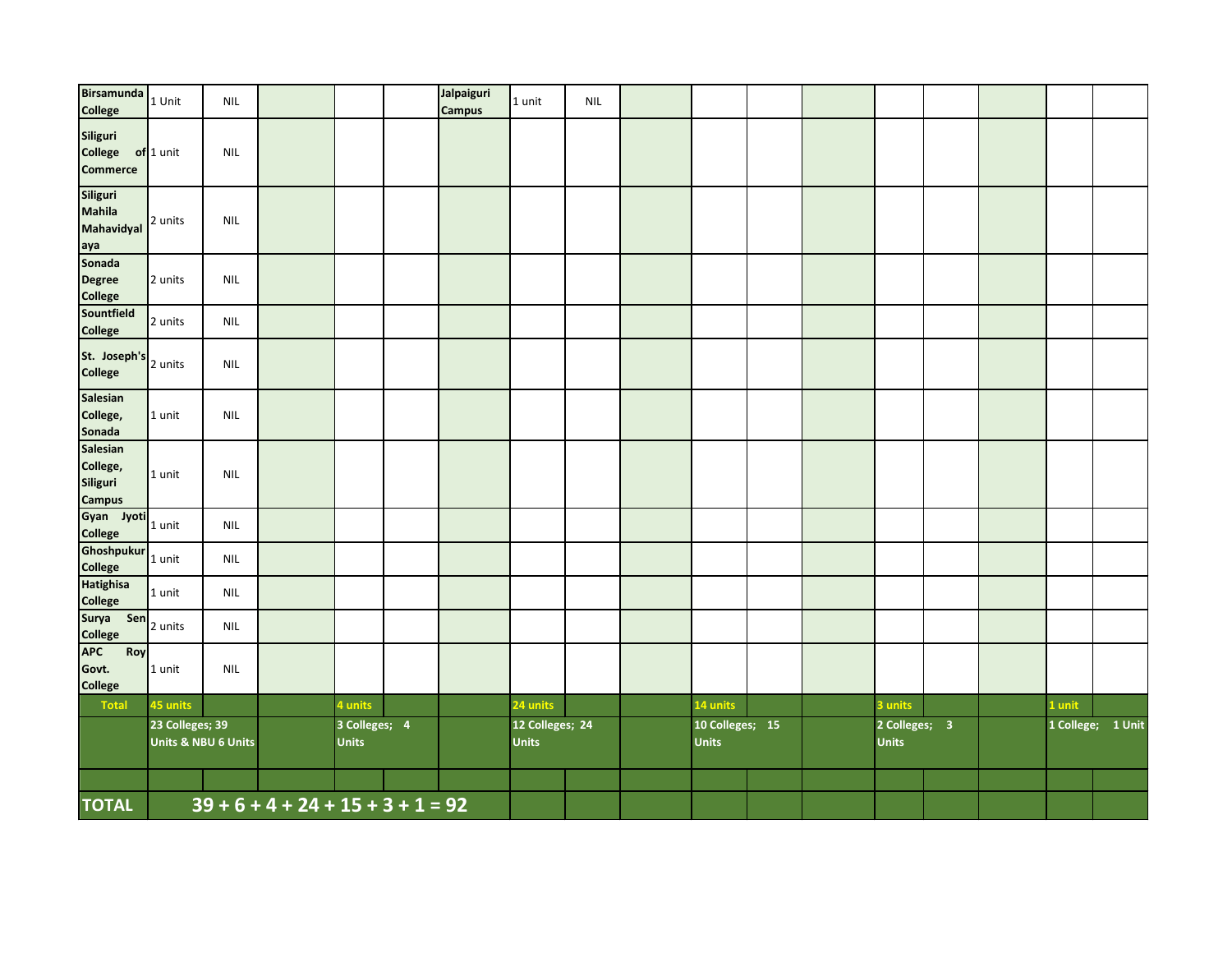| | | | | | | | | | | | | | | | | | |
|---|---|---|---|---|---|---|---|---|---|---|---|---|---|---|---|---|---|
| **Birsamunda College** | 1 Unit | NIL | | | | **Jalpaiguri Campus** | 1 unit | NIL | | | | | | | | | |
| **Siliguri College of Commerce** | 1 unit | NIL | | | | | | | | | | | | | | | |
| **Siliguri Mahila Mahavidyalaya** | 2 units | NIL | | | | | | | | | | | | | | | |
| **Sonada Degree College** | 2 units | NIL | | | | | | | | | | | | | | | |
| **Sountfield College** | 2 units | NIL | | | | | | | | | | | | | | | |
| **St. Joseph's College** | 2 units | NIL | | | | | | | | | | | | | | | |
| **Salesian College, Sonada** | 1 unit | NIL | | | | | | | | | | | | | | | |
| **Salesian College, Siliguri Campus** | 1 unit | NIL | | | | | | | | | | | | | | | |
| **Gyan Jyoti College** | 1 unit | NIL | | | | | | | | | | | | | | | |
| **Ghoshpukur College** | 1 unit | NIL | | | | | | | | | | | | | | | |
| **Hatighisa College** | 1 unit | NIL | | | | | | | | | | | | | | | |
| **Surya Sen College** | 2 units | NIL | | | | | | | | | | | | | | | |
| **APC Roy Govt. College** | 1 unit | NIL | | | | | | | | | | | | | | | |
| **Total** | **45 units** | | | **4 units** | | | **24 units** | | | **14 units** | | | **3 units** | | | **1 unit** | |
| | **23 Colleges; 39 Units & NBU 6 Units** | | | **3 Colleges; 4 Units** | | | **12 Colleges; 24 Units** | | | **10 Colleges; 15 Units** | | | **2 Colleges; 3 Units** | | | **1 College;** | **1 Unit** |
| | | | | | | | | | | | | | | | | | |
| **TOTAL** | **39 + 6 + 4 + 24 + 15 + 3 + 1 = 92** | | | | | | | | | | | | | | | | |